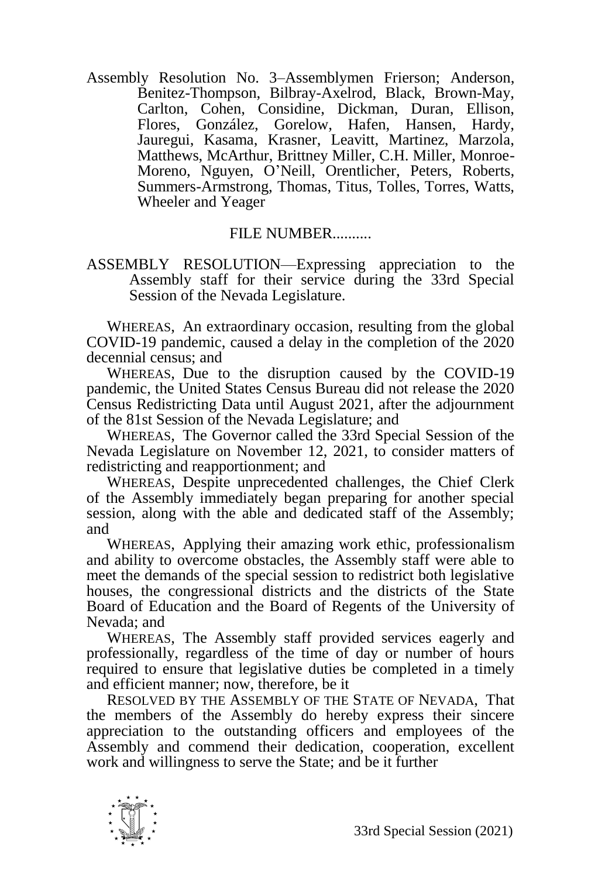Assembly Resolution No. 3–Assemblymen Frierson; Anderson, Benitez-Thompson, Bilbray-Axelrod, Black, Brown-May, Carlton, Cohen, Considine, Dickman, Duran, Ellison, Flores, González, Gorelow, Hafen, Hansen, Hardy, Jauregui, Kasama, Krasner, Leavitt, Martinez, Marzola, Matthews, McArthur, Brittney Miller, C.H. Miller, Monroe-Moreno, Nguyen, O'Neill, Orentlicher, Peters, Roberts, Summers-Armstrong, Thomas, Titus, Tolles, Torres, Watts, Wheeler and Yeager

FILE NUMBER..........

ASSEMBLY RESOLUTION—Expressing appreciation to the Assembly staff for their service during the 33rd Special Session of the Nevada Legislature.

WHEREAS, An extraordinary occasion, resulting from the global COVID-19 pandemic, caused a delay in the completion of the 2020 decennial census; and

WHEREAS, Due to the disruption caused by the COVID-19 pandemic, the United States Census Bureau did not release the 2020 Census Redistricting Data until August 2021, after the adjournment of the 81st Session of the Nevada Legislature; and

WHEREAS, The Governor called the 33rd Special Session of the Nevada Legislature on November 12, 2021, to consider matters of redistricting and reapportionment; and

WHEREAS, Despite unprecedented challenges, the Chief Clerk of the Assembly immediately began preparing for another special session, along with the able and dedicated staff of the Assembly; and

WHEREAS, Applying their amazing work ethic, professionalism and ability to overcome obstacles, the Assembly staff were able to meet the demands of the special session to redistrict both legislative houses, the congressional districts and the districts of the State Board of Education and the Board of Regents of the University of Nevada; and

WHEREAS, The Assembly staff provided services eagerly and professionally, regardless of the time of day or number of hours required to ensure that legislative duties be completed in a timely and efficient manner; now, therefore, be it

RESOLVED BY THE ASSEMBLY OF THE STATE OF NEVADA, That the members of the Assembly do hereby express their sincere appreciation to the outstanding officers and employees of the Assembly and commend their dedication, cooperation, excellent work and willingness to serve the State; and be it further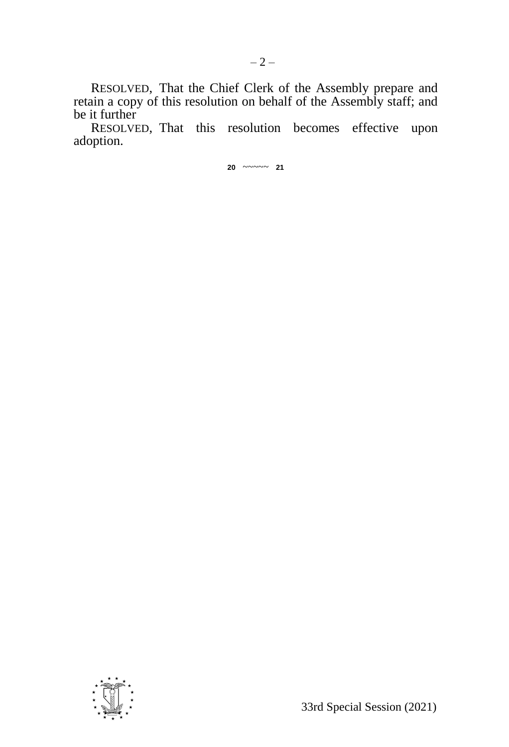RESOLVED, That the Chief Clerk of the Assembly prepare and retain a copy of this resolution on behalf of the Assembly staff; and be it further

RESOLVED, That this resolution becomes effective upon adoption.

20 ~~~~~ 21